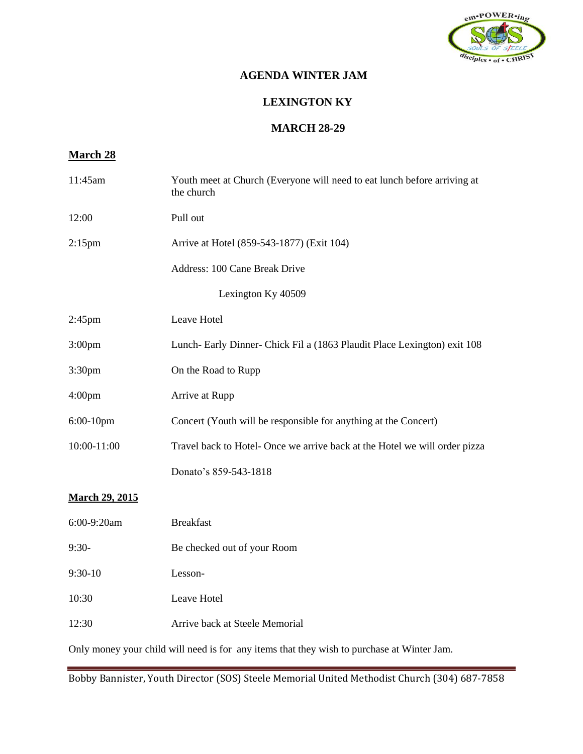# AGENDA WINTER JAM

## LEXINGTON KY

## MARCH 28-29

**<u>March 28</u>**

| | |
|---|---|
| 11:45am | Youth meet at Church (Everyone will need to eat lunch before arriving at the church |
| 12:00 | Pull out |
| 2:15pm | Arrive at Hotel (859-543-1877) (Exit 104) |
| | Address: 100 Cane Break Drive |
| | Lexington Ky 40509 |
| 2:45pm | Leave Hotel |
| 3:00pm | Lunch- Early Dinner- Chick Fil a (1863 Plaudit Place Lexington) exit 108 |
| 3:30pm | On the Road to Rupp |
| 4:00pm | Arrive at Rupp |
| 6:00-10pm | Concert (Youth will be responsible for anything at the Concert) |
| 10:00-11:00 | Travel back to Hotel- Once we arrive back at the Hotel we will order pizza |
| | Donato's 859-543-1818 |

**<u>March 29, 2015</u>**

| | |
|---|---|
| 6:00-9:20am | Breakfast |
| 9:30- | Be checked out of your Room |
| 9:30-10 | Lesson- |
| 10:30 | Leave Hotel |
| 12:30 | Arrive back at Steele Memorial |

Only money your child will need is for any items that they wish to purchase at Winter Jam.

Bobby Bannister, Youth Director (SOS) Steele Memorial United Methodist Church (304) 687-7858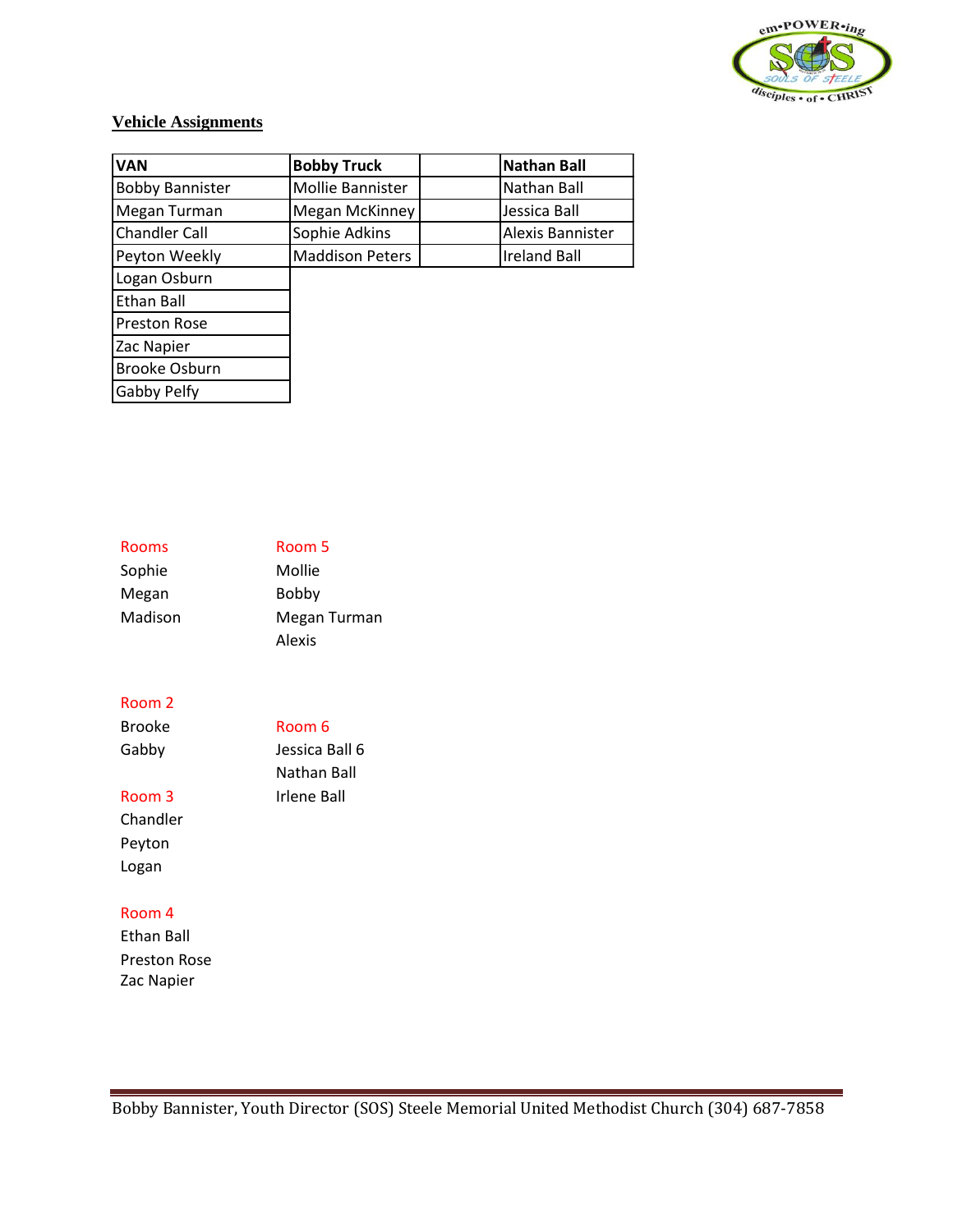**Vehicle Assignments**

| VAN | Bobby Truck | | Nathan Ball |
|---|---|---|---|
| Bobby Bannister | Mollie Bannister | | Nathan Ball |
| Megan Turman | Megan McKinney | | Jessica Ball |
| Chandler Call | Sophie Adkins | | Alexis Bannister |
| Peyton Weekly | Maddison Peters | | Ireland Ball |
| Logan Osburn | | | |
| Ethan Ball | | | |
| Preston Rose | | | |
| Zac Napier | | | |
| Brooke Osburn | | | |
| Gabby Pelfy | | | |

Rooms
Sophie
Megan
Madison

Room 5
Mollie
Bobby
Megan Turman
Alexis

Room 2
Brooke
Gabby

Room 6
Jessica Ball 6
Nathan Ball
Irlene Ball

Room 3
Chandler
Peyton
Logan

Room 4
Ethan Ball
Preston Rose
Zac Napier

Bobby Bannister, Youth Director (SOS) Steele Memorial United Methodist Church (304) 687-7858